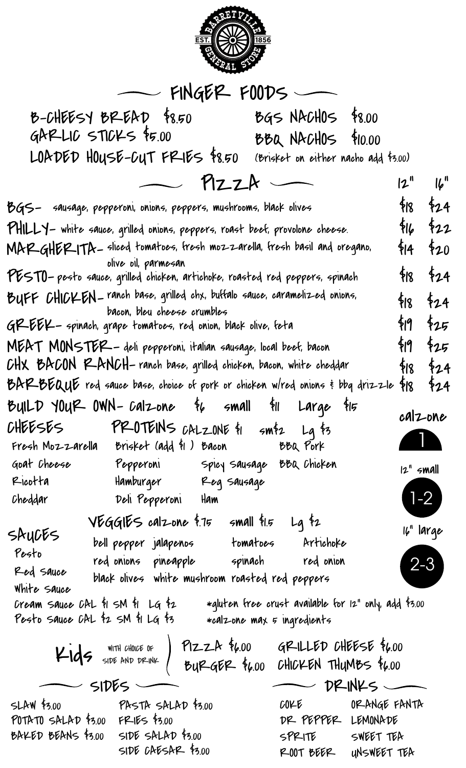BARRETVILLE GENERAL STORE EST. 1856

## FINGER FOODS

- B-CHEESY BREAD $8.50
- GARLIC STICKS $5.00
- LOADED HOUSE-CUT FRIES $8.50
- BGS NACHOS $8.00
- BBQ NACHOS $10.00

(Brisket on either nacho add $3.00)

## PIZZA

| | 12" | 16" |
|---|---|---|
| **BGS**- sausage, pepperoni, onions, peppers, mushrooms, black olives | $18 | $24 |
| **PHILLY**- white sauce, grilled onions, peppers, roast beef, provolone cheese. | $16 | $22 |
| **MARGHERITA**- sliced tomatoes, fresh mozzarella, fresh basil and oregano, olive oil, parmesan | $14 | $20 |
| **PESTO**- pesto sauce, grilled chicken, artichoke, roasted red peppers, spinach | $18 | $24 |
| **BUFF CHICKEN**- ranch base, grilled chx, buffalo sauce, caramelized onions, bacon, bleu cheese crumbles | $18 | $24 |
| **GREEK**- spinach, grape tomatoes, red onion, black olive, feta | $19 | $25 |
| **MEAT MONSTER**- deli pepperoni, italian sausage, local beef, bacon | $19 | $25 |
| **CHX BACON RANCH**- ranch base, grilled chicken, bacon, white cheddar | $18 | $24 |
| **BARBEQUE** red sauce base, choice of pork or chicken w/red onions & bbq drizzle | $18 | $24 |

### BUILD YOUR OWN- Calzone $6 small $11 Large $15

**CHEESES**
- Fresh Mozzarella
- Goat Cheese
- Ricotta
- Cheddar

**PROTEINS** CALZONE $1 sm $2 Lg $3
- Brisket (add $1)
- Pepperoni
- Hamburger
- Deli Pepperoni
- Bacon
- Spicy Sausage
- Reg Sausage
- Ham
- BBQ Pork
- BBQ Chicken

**VEGGIES** calzone $.75 small $1.5 Lg $2
- bell pepper
- red onions
- black olives
- jalapenos
- pineapple
- white mushroom
- tomatoes
- spinach
- roasted red peppers
- Artichoke
- red onion

**SAUCES**
- Pesto
- Red Sauce
- White Sauce
- Cream Sauce CAL $1 SM $1 LG $2
- Pesto Sauce CAL $2 SM $1 LG $3

*gluten free crust available for 12" only, add $3.00
*calzone max 5 ingredients

calzone: 1
12" small: 1-2
16" large: 2-3

## Kids
WITH CHOICE OF SIDE AND DRINK

- PIZZA $6.00
- BURGER $6.00
- GRILLED CHEESE $6.00
- CHICKEN THUMBS $6.00

## SIDES

- SLAW $3.00
- POTATO SALAD $3.00
- BAKED BEANS $3.00
- PASTA SALAD $3.00
- FRIES $3.00
- SIDE SALAD $3.00
- SIDE CAESAR $3.00

## DRINKS

- COKE
- DR PEPPER
- SPRITE
- ROOT BEER
- ORANGE FANTA
- LEMONADE
- SWEET TEA
- UNSWEET TEA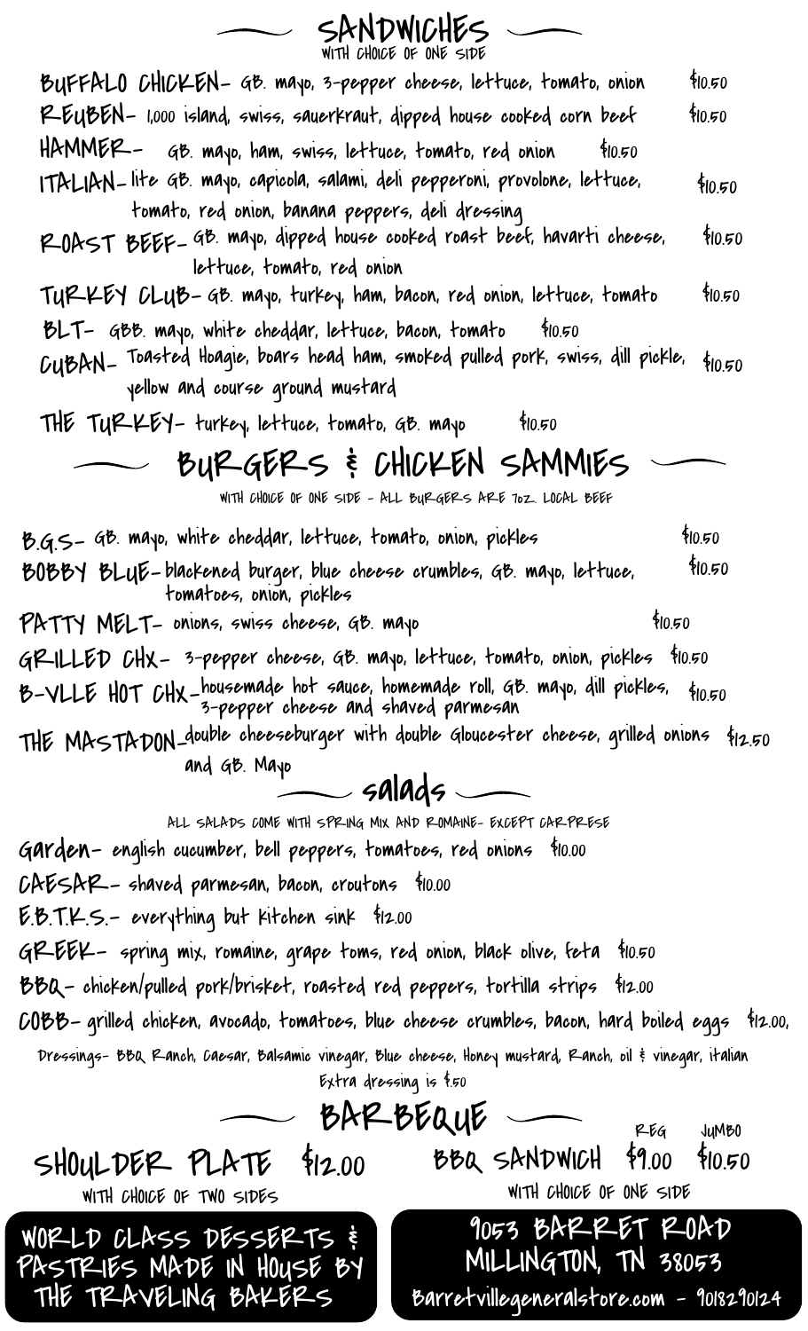## SANDWICHES

WITH CHOICE OF ONE SIDE

- **BUFFALO CHICKEN-** GB. mayo, 3-pepper cheese, lettuce, tomato, onion $10.50
- **REUBEN-** 1,000 island, swiss, sauerkraut, dipped house cooked corn beef $10.50
- **HAMMER-** GB. mayo, ham, swiss, lettuce, tomato, red onion $10.50
- **ITALIAN-** lite GB. mayo, capicola, salami, deli pepperoni, provolone, lettuce, tomato, red onion, banana peppers, deli dressing $10.50
- **ROAST BEEF-** GB. mayo, dipped house cooked roast beef, havarti cheese, lettuce, tomato, red onion $10.50
- **TURKEY CLUB-** GB. mayo, turkey, ham, bacon, red onion, lettuce, tomato $10.50
- **BLT-** GBB. mayo, white cheddar, lettuce, bacon, tomato $10.50
- **CUBAN-** Toasted Hoagie, boars head ham, smoked pulled pork, swiss, dill pickle, yellow and course ground mustard $10.50
- **THE TURKEY-** turkey, lettuce, tomato, GB. mayo $10.50

## BURGERS & CHICKEN SAMMIES

WITH CHOICE OF ONE SIDE - ALL BURGERS ARE 7OZ. LOCAL BEEF

- **B.G.S-** GB. mayo, white cheddar, lettuce, tomato, onion, pickles $10.50
- **BOBBY BLUE-** blackened burger, blue cheese crumbles, GB. mayo, lettuce, tomatoes, onion, pickles $10.50
- **PATTY MELT-** onions, swiss cheese, GB. mayo $10.50
- **GRILLED CHX-** 3-pepper cheese, GB. mayo, lettuce, tomato, onion, pickles $10.50
- **B-VLLE HOT CHX-** housemade hot sauce, homemade roll, GB. mayo, dill pickles, 3-pepper cheese and shaved parmesan $10.50
- **THE MASTADON-** double cheeseburger with double Gloucester cheese, grilled onions and GB. Mayo $12.50

## salads

ALL SALADS COME WITH SPRING MIX AND ROMAINE- EXCEPT CARPRESE

- **Garden-** english cucumber, bell peppers, tomatoes, red onions $10.00
- **CAESAR-** shaved parmesan, bacon, croutons $10.00
- **E.B.T.K.S.-** everything but kitchen sink $12.00
- **GREEK-** spring mix, romaine, grape toms, red onion, black olive, feta $10.50
- **BBQ-** chicken/pulled pork/brisket, roasted red peppers, tortilla strips $12.00
- **COBB-** grilled chicken, avocado, tomatoes, blue cheese crumbles, bacon, hard boiled eggs $12.00,

Dressings- BBQ Ranch, Caesar, Balsamic vinegar, Blue cheese, Honey mustard, Ranch, oil & vinegar, italian

Extra dressing is $.50

## BARBEQUE

**SHOULDER PLATE** $12.00

WITH CHOICE OF TWO SIDES

**BBQ SANDWICH** REG $9.00 JUMBO $10.50

WITH CHOICE OF ONE SIDE

**WORLD CLASS DESSERTS & PASTRIES MADE IN HOUSE BY THE TRAVELING BAKERS**

**9053 BARRET ROAD**
**MILLINGTON, TN 38053**
Barretvillegeneralstore.com - 9018290124